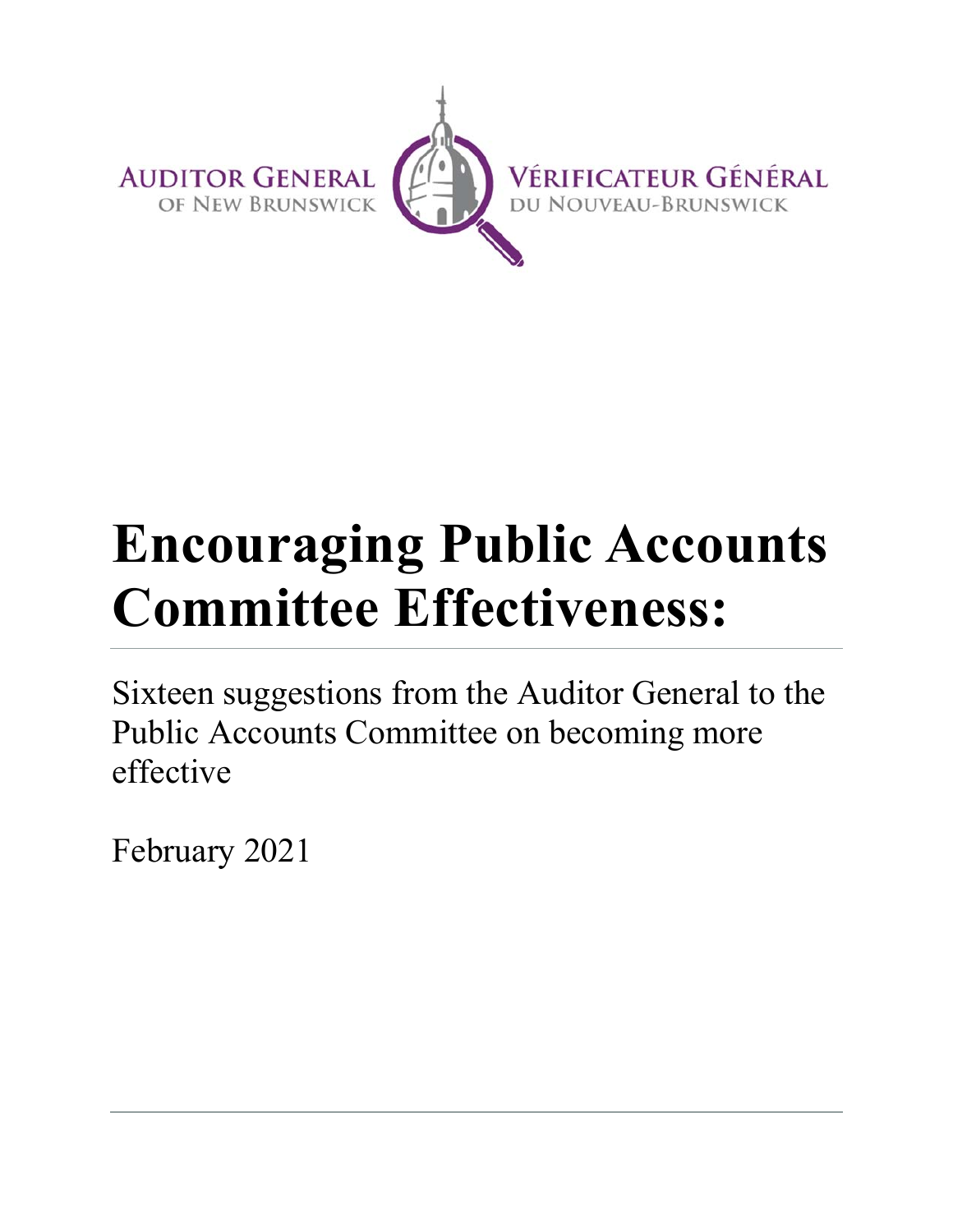AUDITOR GENERAL OF NEW BRUNSWICK

VÉRIFICATEUR GÉNÉRAL DU NOUVEAU-BRUNSWICK

# Encouraging Public Accounts Committee Effectiveness:

Sixteen suggestions from the Auditor General to the Public Accounts Committee on becoming more effective

February 2021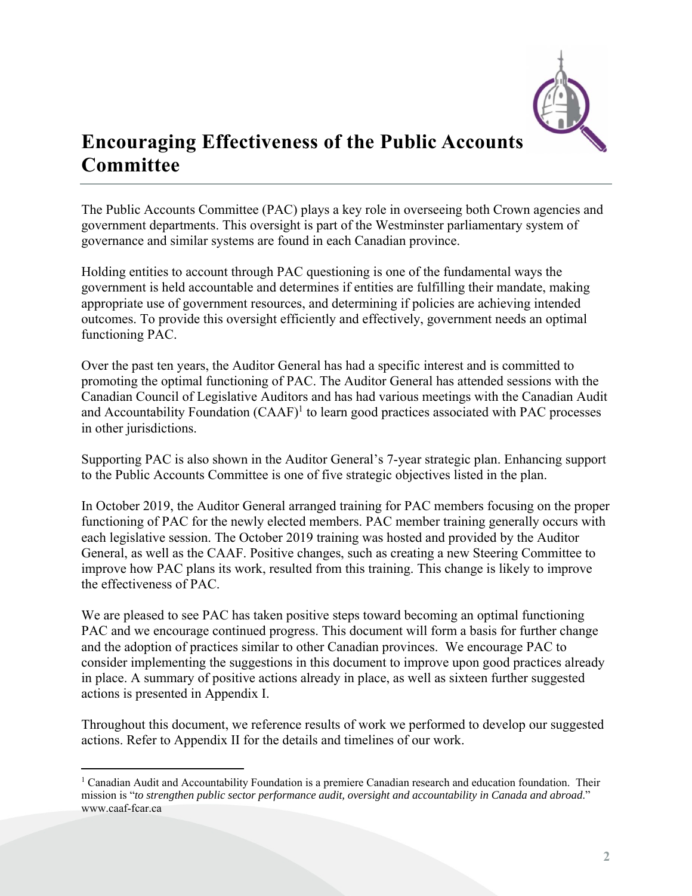# Encouraging Effectiveness of the Public Accounts Committee

The Public Accounts Committee (PAC) plays a key role in overseeing both Crown agencies and government departments. This oversight is part of the Westminster parliamentary system of governance and similar systems are found in each Canadian province.

Holding entities to account through PAC questioning is one of the fundamental ways the government is held accountable and determines if entities are fulfilling their mandate, making appropriate use of government resources, and determining if policies are achieving intended outcomes. To provide this oversight efficiently and effectively, government needs an optimal functioning PAC.

Over the past ten years, the Auditor General has had a specific interest and is committed to promoting the optimal functioning of PAC. The Auditor General has attended sessions with the Canadian Council of Legislative Auditors and has had various meetings with the Canadian Audit and Accountability Foundation (CAAF)[1] to learn good practices associated with PAC processes in other jurisdictions.

Supporting PAC is also shown in the Auditor General's 7-year strategic plan. Enhancing support to the Public Accounts Committee is one of five strategic objectives listed in the plan.

In October 2019, the Auditor General arranged training for PAC members focusing on the proper functioning of PAC for the newly elected members. PAC member training generally occurs with each legislative session. The October 2019 training was hosted and provided by the Auditor General, as well as the CAAF. Positive changes, such as creating a new Steering Committee to improve how PAC plans its work, resulted from this training. This change is likely to improve the effectiveness of PAC.

We are pleased to see PAC has taken positive steps toward becoming an optimal functioning PAC and we encourage continued progress. This document will form a basis for further change and the adoption of practices similar to other Canadian provinces. We encourage PAC to consider implementing the suggestions in this document to improve upon good practices already in place. A summary of positive actions already in place, as well as sixteen further suggested actions is presented in Appendix I.

Throughout this document, we reference results of work we performed to develop our suggested actions. Refer to Appendix II for the details and timelines of our work.

---

[1] Canadian Audit and Accountability Foundation is a premiere Canadian research and education foundation. Their mission is "*to strengthen public sector performance audit, oversight and accountability in Canada and abroad*." www.caaf-fcar.ca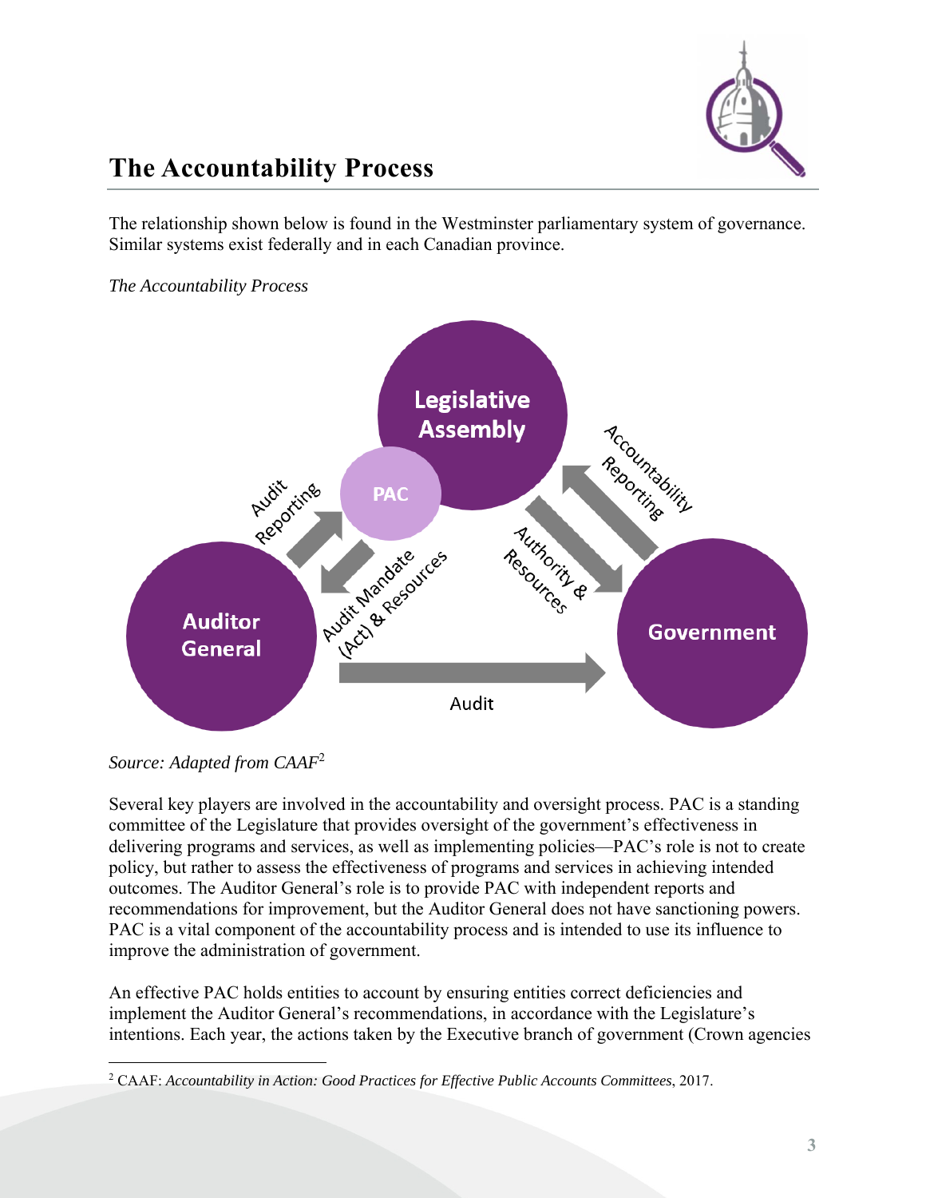# The Accountability Process

The relationship shown below is found in the Westminster parliamentary system of governance. Similar systems exist federally and in each Canadian province.

*The Accountability Process*

Legislative Assembly

PAC

Auditor General

Government

Audit Reporting

Audit Mandate (Act) & Resources

Accountability Reporting

Authority & Resources

Audit

*Source: Adapted from CAAF*[2]

Several key players are involved in the accountability and oversight process. PAC is a standing committee of the Legislature that provides oversight of the government's effectiveness in delivering programs and services, as well as implementing policies—PAC's role is not to create policy, but rather to assess the effectiveness of programs and services in achieving intended outcomes. The Auditor General's role is to provide PAC with independent reports and recommendations for improvement, but the Auditor General does not have sanctioning powers. PAC is a vital component of the accountability process and is intended to use its influence to improve the administration of government.

An effective PAC holds entities to account by ensuring entities correct deficiencies and implement the Auditor General's recommendations, in accordance with the Legislature's intentions. Each year, the actions taken by the Executive branch of government (Crown agencies

---

[2] CAAF: *Accountability in Action: Good Practices for Effective Public Accounts Committees*, 2017.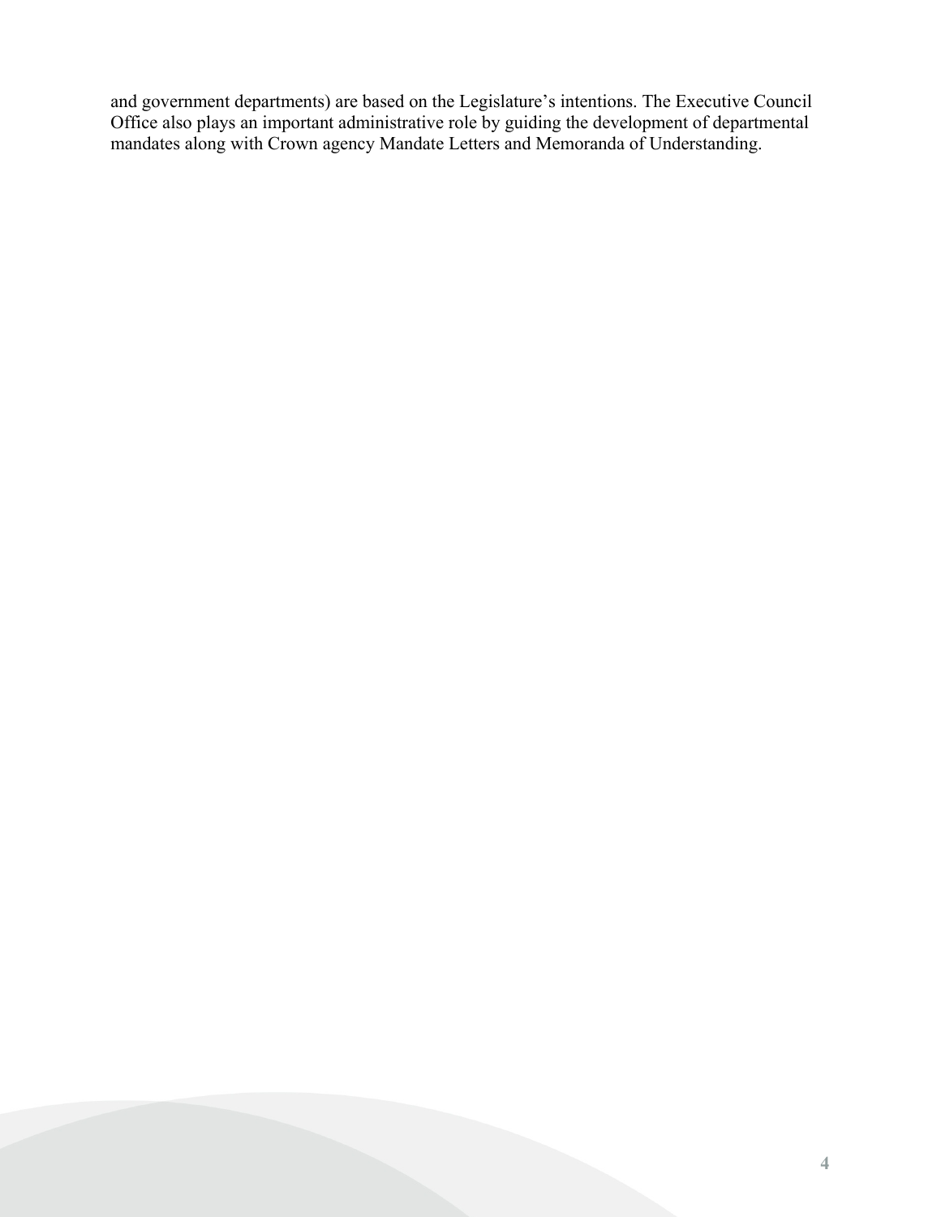and government departments) are based on the Legislature's intentions. The Executive Council Office also plays an important administrative role by guiding the development of departmental mandates along with Crown agency Mandate Letters and Memoranda of Understanding.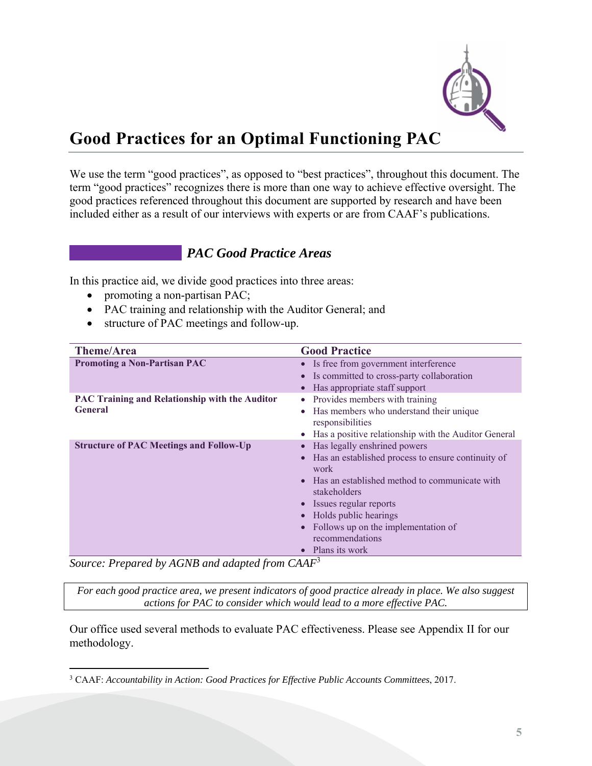# Good Practices for an Optimal Functioning PAC

We use the term "good practices", as opposed to "best practices", throughout this document. The term "good practices" recognizes there is more than one way to achieve effective oversight. The good practices referenced throughout this document are supported by research and have been included either as a result of our interviews with experts or are from CAAF's publications.

### *PAC Good Practice Areas*

In this practice aid, we divide good practices into three areas:

- promoting a non-partisan PAC;
- PAC training and relationship with the Auditor General; and
- structure of PAC meetings and follow-up.

| Theme/Area | Good Practice |
|---|---|
| **Promoting a Non-Partisan PAC** | • Is free from government interference<br>• Is committed to cross-party collaboration<br>• Has appropriate staff support |
| **PAC Training and Relationship with the Auditor General** | • Provides members with training<br>• Has members who understand their unique responsibilities<br>• Has a positive relationship with the Auditor General |
| **Structure of PAC Meetings and Follow-Up** | • Has legally enshrined powers<br>• Has an established process to ensure continuity of work<br>• Has an established method to communicate with stakeholders<br>• Issues regular reports<br>• Holds public hearings<br>• Follows up on the implementation of recommendations<br>• Plans its work |

*Source: Prepared by AGNB and adapted from CAAF*[3]

*For each good practice area, we present indicators of good practice already in place. We also suggest actions for PAC to consider which would lead to a more effective PAC.*

Our office used several methods to evaluate PAC effectiveness. Please see Appendix II for our methodology.

[3] CAAF: *Accountability in Action: Good Practices for Effective Public Accounts Committees*, 2017.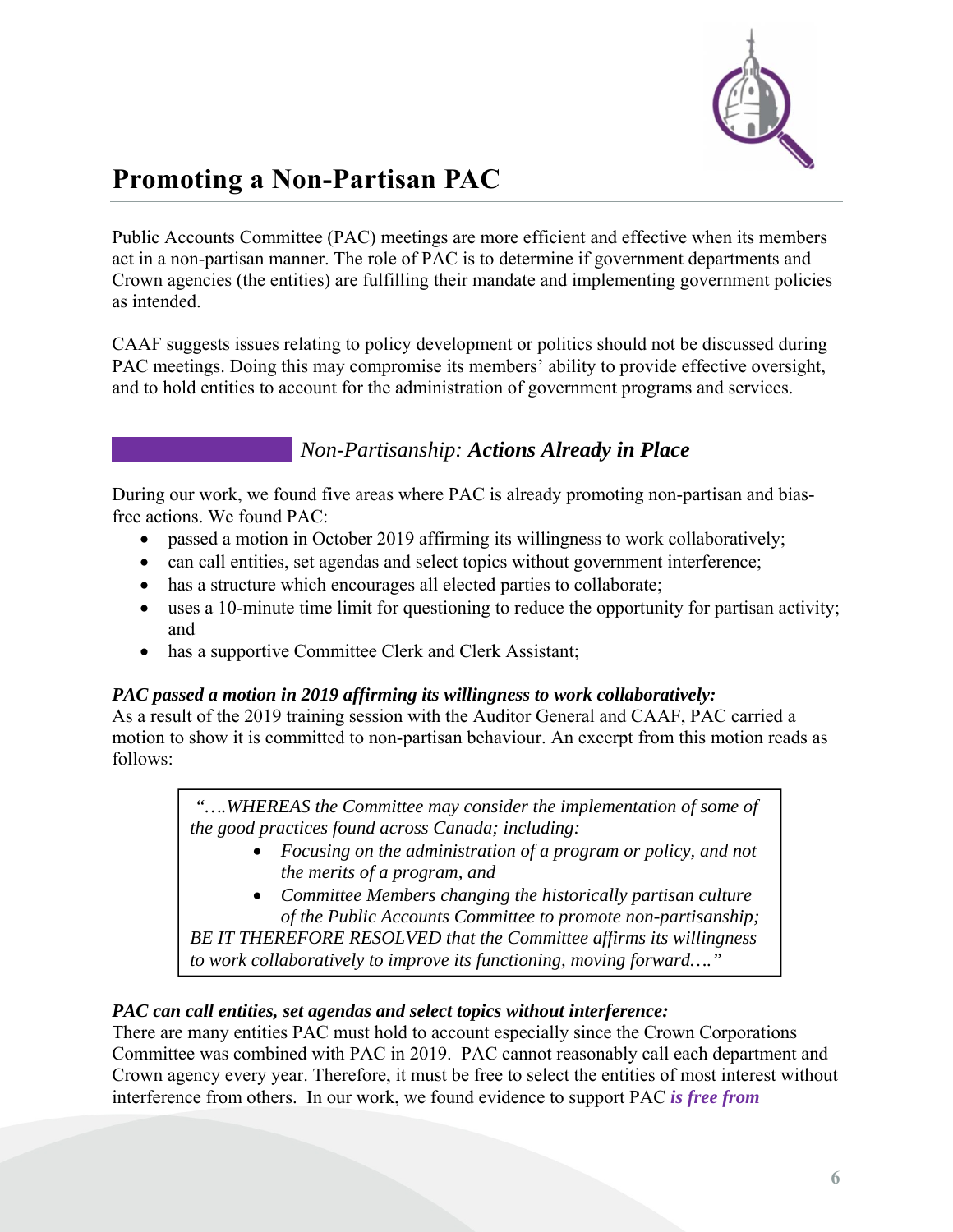# Promoting a Non-Partisan PAC

Public Accounts Committee (PAC) meetings are more efficient and effective when its members act in a non-partisan manner. The role of PAC is to determine if government departments and Crown agencies (the entities) are fulfilling their mandate and implementing government policies as intended.

CAAF suggests issues relating to policy development or politics should not be discussed during PAC meetings. Doing this may compromise its members' ability to provide effective oversight, and to hold entities to account for the administration of government programs and services.

## *Non-Partisanship:* ***Actions Already in Place***

During our work, we found five areas where PAC is already promoting non-partisan and bias-free actions. We found PAC:

- passed a motion in October 2019 affirming its willingness to work collaboratively;
- can call entities, set agendas and select topics without government interference;
- has a structure which encourages all elected parties to collaborate;
- uses a 10-minute time limit for questioning to reduce the opportunity for partisan activity; and
- has a supportive Committee Clerk and Clerk Assistant;

***PAC passed a motion in 2019 affirming its willingness to work collaboratively:***
As a result of the 2019 training session with the Auditor General and CAAF, PAC carried a motion to show it is committed to non-partisan behaviour. An excerpt from this motion reads as follows:

> *"….WHEREAS the Committee may consider the implementation of some of the good practices found across Canada; including:*
>
> - *Focusing on the administration of a program or policy, and not the merits of a program, and*
> - *Committee Members changing the historically partisan culture of the Public Accounts Committee to promote non-partisanship;*
>
> *BE IT THEREFORE RESOLVED that the Committee affirms its willingness to work collaboratively to improve its functioning, moving forward…."*

***PAC can call entities, set agendas and select topics without interference:***
There are many entities PAC must hold to account especially since the Crown Corporations Committee was combined with PAC in 2019. PAC cannot reasonably call each department and Crown agency every year. Therefore, it must be free to select the entities of most interest without interference from others. In our work, we found evidence to support PAC ***is free from***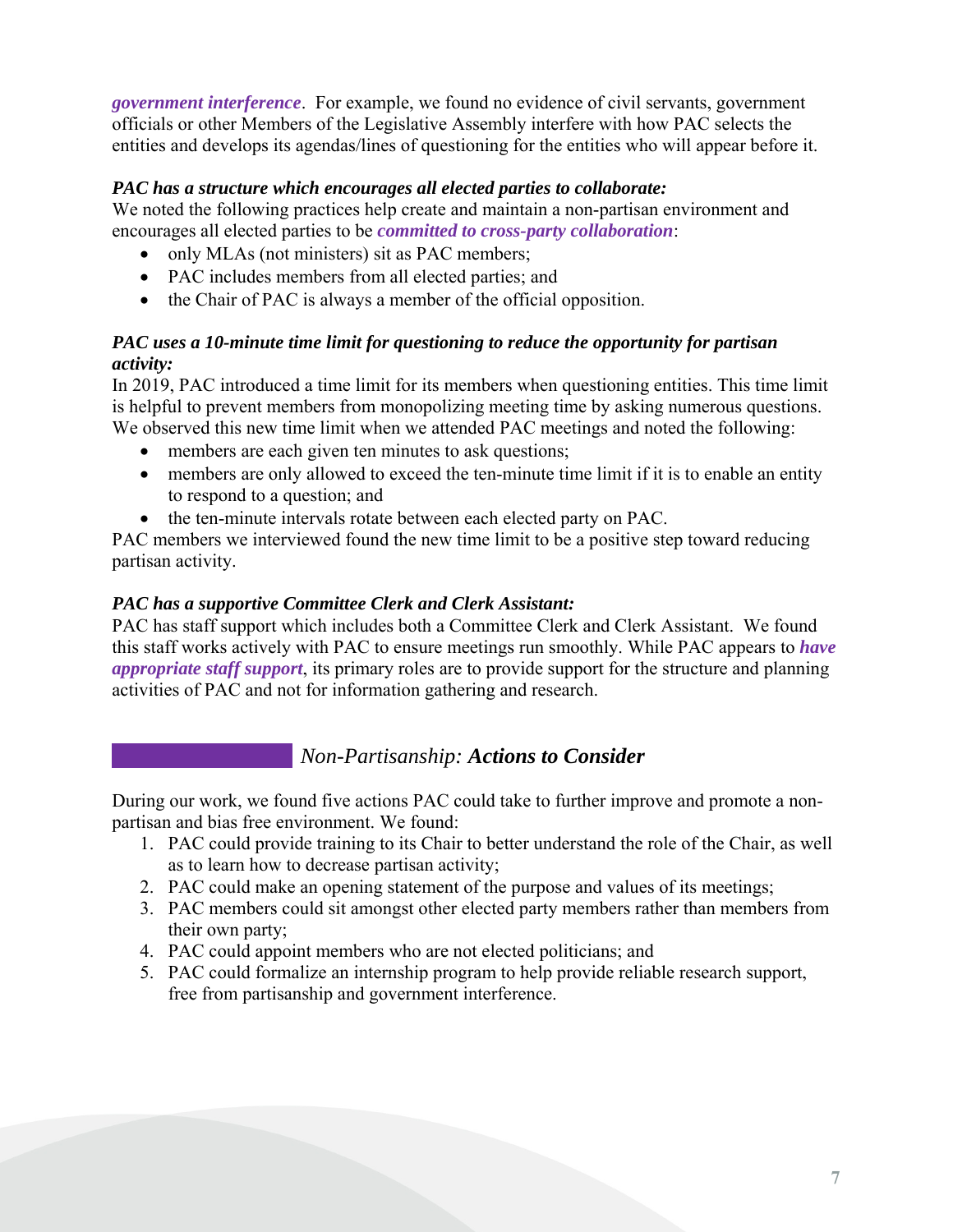***government interference***. For example, we found no evidence of civil servants, government officials or other Members of the Legislative Assembly interfere with how PAC selects the entities and develops its agendas/lines of questioning for the entities who will appear before it.

***PAC has a structure which encourages all elected parties to collaborate:***
We noted the following practices help create and maintain a non-partisan environment and encourages all elected parties to be ***committed to cross-party collaboration***:

- only MLAs (not ministers) sit as PAC members;
- PAC includes members from all elected parties; and
- the Chair of PAC is always a member of the official opposition.

***PAC uses a 10-minute time limit for questioning to reduce the opportunity for partisan activity:***
In 2019, PAC introduced a time limit for its members when questioning entities. This time limit is helpful to prevent members from monopolizing meeting time by asking numerous questions. We observed this new time limit when we attended PAC meetings and noted the following:

- members are each given ten minutes to ask questions;
- members are only allowed to exceed the ten-minute time limit if it is to enable an entity to respond to a question; and
- the ten-minute intervals rotate between each elected party on PAC.

PAC members we interviewed found the new time limit to be a positive step toward reducing partisan activity.

***PAC has a supportive Committee Clerk and Clerk Assistant:***
PAC has staff support which includes both a Committee Clerk and Clerk Assistant. We found this staff works actively with PAC to ensure meetings run smoothly. While PAC appears to ***have appropriate staff support***, its primary roles are to provide support for the structure and planning activities of PAC and not for information gathering and research.

## *Non-Partisanship:* ***Actions to Consider***

During our work, we found five actions PAC could take to further improve and promote a non-partisan and bias free environment. We found:

1. PAC could provide training to its Chair to better understand the role of the Chair, as well as to learn how to decrease partisan activity;
2. PAC could make an opening statement of the purpose and values of its meetings;
3. PAC members could sit amongst other elected party members rather than members from their own party;
4. PAC could appoint members who are not elected politicians; and
5. PAC could formalize an internship program to help provide reliable research support, free from partisanship and government interference.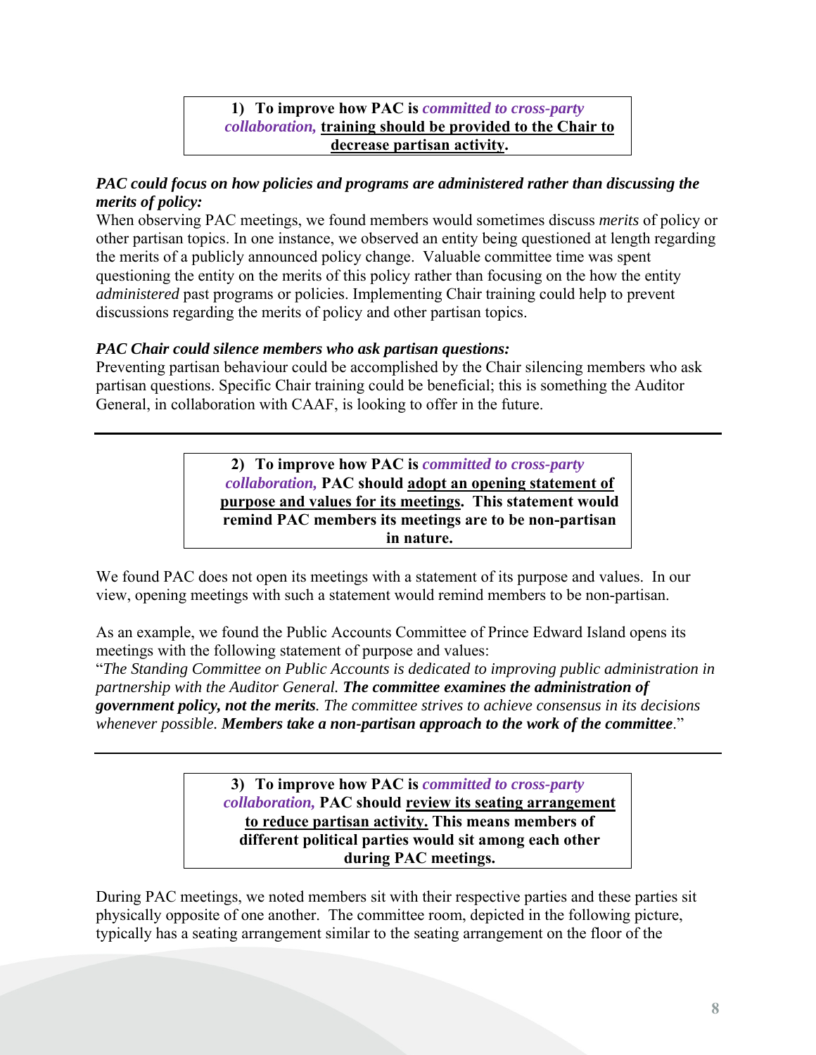**1) To improve how PAC is *committed to cross-party collaboration,* training should be provided to the Chair to decrease partisan activity.**

***PAC could focus on how policies and programs are administered rather than discussing the merits of policy:***

When observing PAC meetings, we found members would sometimes discuss *merits* of policy or other partisan topics. In one instance, we observed an entity being questioned at length regarding the merits of a publicly announced policy change. Valuable committee time was spent questioning the entity on the merits of this policy rather than focusing on the how the entity *administered* past programs or policies. Implementing Chair training could help to prevent discussions regarding the merits of policy and other partisan topics.

***PAC Chair could silence members who ask partisan questions:***

Preventing partisan behaviour could be accomplished by the Chair silencing members who ask partisan questions. Specific Chair training could be beneficial; this is something the Auditor General, in collaboration with CAAF, is looking to offer in the future.

---

**2) To improve how PAC is *committed to cross-party collaboration,* PAC should adopt an opening statement of purpose and values for its meetings. This statement would remind PAC members its meetings are to be non-partisan in nature.**

We found PAC does not open its meetings with a statement of its purpose and values. In our view, opening meetings with such a statement would remind members to be non-partisan.

As an example, we found the Public Accounts Committee of Prince Edward Island opens its meetings with the following statement of purpose and values:

"*The Standing Committee on Public Accounts is dedicated to improving public administration in partnership with the Auditor General.* ***The committee examines the administration of government policy, not the merits****. The committee strives to achieve consensus in its decisions whenever possible.* ***Members take a non-partisan approach to the work of the committee***."

---

**3) To improve how PAC is *committed to cross-party collaboration,* PAC should review its seating arrangement to reduce partisan activity. This means members of different political parties would sit among each other during PAC meetings.**

During PAC meetings, we noted members sit with their respective parties and these parties sit physically opposite of one another. The committee room, depicted in the following picture, typically has a seating arrangement similar to the seating arrangement on the floor of the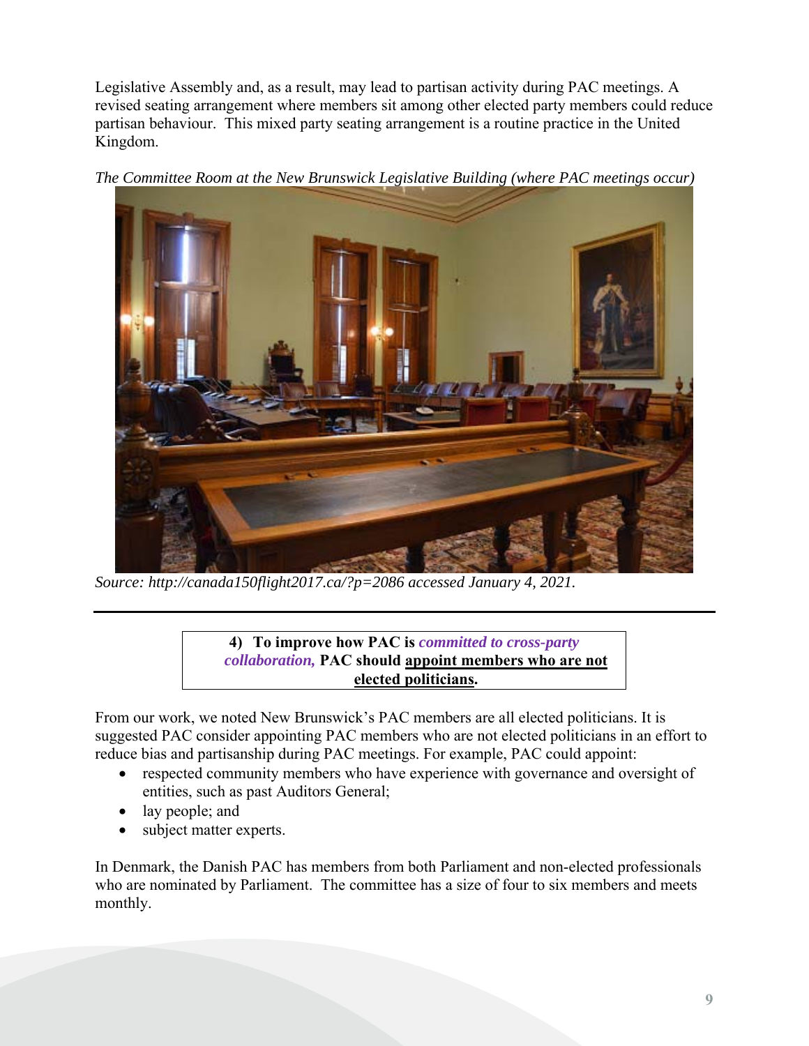Legislative Assembly and, as a result, may lead to partisan activity during PAC meetings. A revised seating arrangement where members sit among other elected party members could reduce partisan behaviour. This mixed party seating arrangement is a routine practice in the United Kingdom.

*The Committee Room at the New Brunswick Legislative Building (where PAC meetings occur)*

*Source: http://canada150flight2017.ca/?p=2086 accessed January 4, 2021.*

---

**4) To improve how PAC is *committed to cross-party collaboration,* PAC should appoint members who are not elected politicians.**

From our work, we noted New Brunswick's PAC members are all elected politicians. It is suggested PAC consider appointing PAC members who are not elected politicians in an effort to reduce bias and partisanship during PAC meetings. For example, PAC could appoint:

- respected community members who have experience with governance and oversight of entities, such as past Auditors General;
- lay people; and
- subject matter experts.

In Denmark, the Danish PAC has members from both Parliament and non-elected professionals who are nominated by Parliament. The committee has a size of four to six members and meets monthly.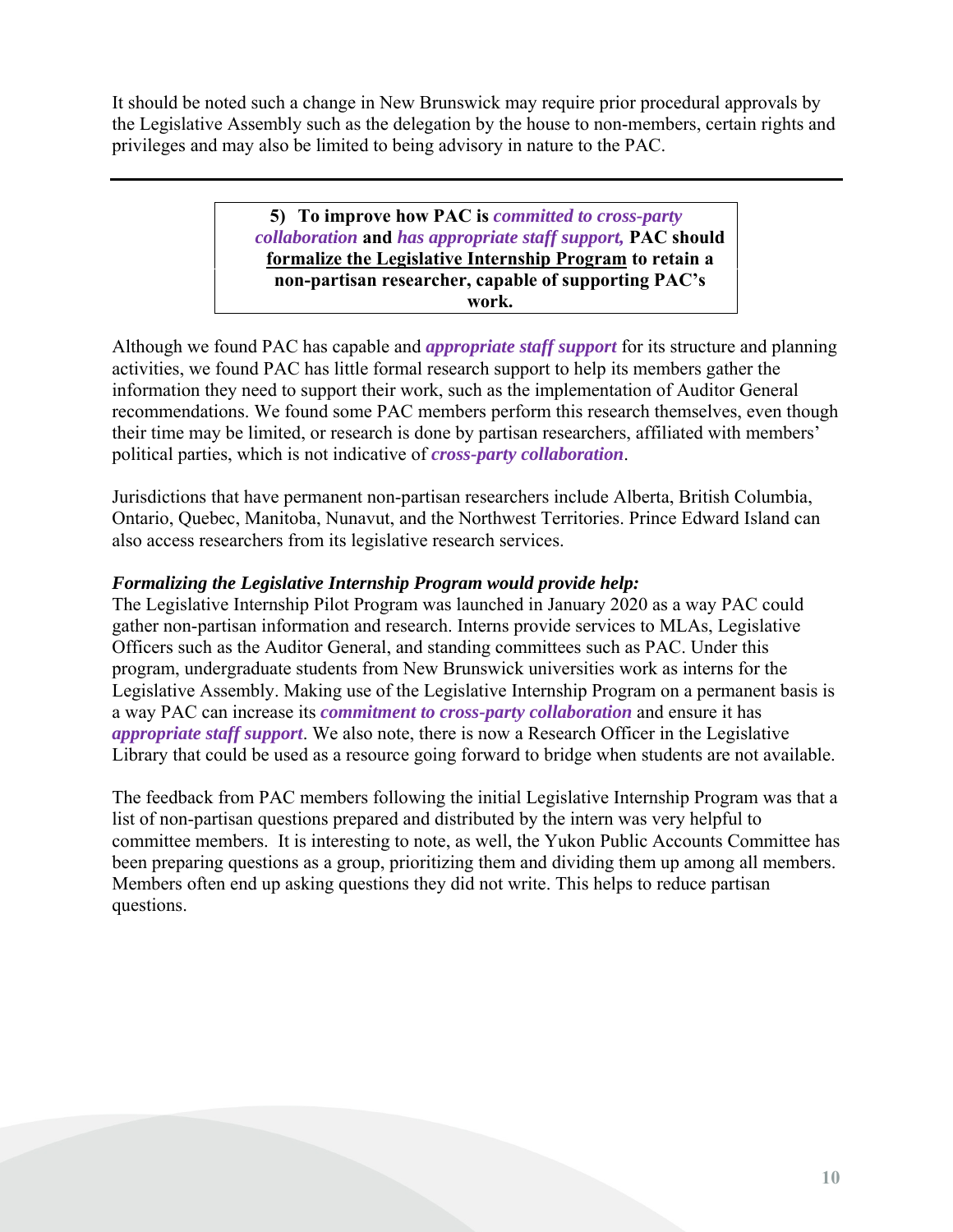It should be noted such a change in New Brunswick may require prior procedural approvals by the Legislative Assembly such as the delegation by the house to non-members, certain rights and privileges and may also be limited to being advisory in nature to the PAC.

---

**5) To improve how PAC is *committed to cross-party collaboration* and *has appropriate staff support,* PAC should formalize the Legislative Internship Program to retain a non-partisan researcher, capable of supporting PAC's work.**

Although we found PAC has capable and ***appropriate staff support*** for its structure and planning activities, we found PAC has little formal research support to help its members gather the information they need to support their work, such as the implementation of Auditor General recommendations. We found some PAC members perform this research themselves, even though their time may be limited, or research is done by partisan researchers, affiliated with members' political parties, which is not indicative of ***cross-party collaboration***.

Jurisdictions that have permanent non-partisan researchers include Alberta, British Columbia, Ontario, Quebec, Manitoba, Nunavut, and the Northwest Territories. Prince Edward Island can also access researchers from its legislative research services.

***Formalizing the Legislative Internship Program would provide help:***

The Legislative Internship Pilot Program was launched in January 2020 as a way PAC could gather non-partisan information and research. Interns provide services to MLAs, Legislative Officers such as the Auditor General, and standing committees such as PAC. Under this program, undergraduate students from New Brunswick universities work as interns for the Legislative Assembly. Making use of the Legislative Internship Program on a permanent basis is a way PAC can increase its ***commitment to cross-party collaboration*** and ensure it has ***appropriate staff support***. We also note, there is now a Research Officer in the Legislative Library that could be used as a resource going forward to bridge when students are not available.

The feedback from PAC members following the initial Legislative Internship Program was that a list of non-partisan questions prepared and distributed by the intern was very helpful to committee members. It is interesting to note, as well, the Yukon Public Accounts Committee has been preparing questions as a group, prioritizing them and dividing them up among all members. Members often end up asking questions they did not write. This helps to reduce partisan questions.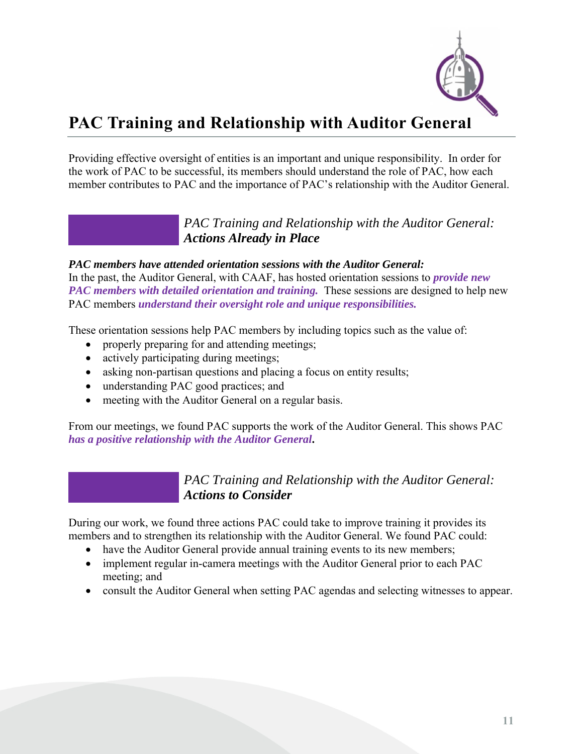# PAC Training and Relationship with Auditor General

Providing effective oversight of entities is an important and unique responsibility. In order for the work of PAC to be successful, its members should understand the role of PAC, how each member contributes to PAC and the importance of PAC's relationship with the Auditor General.

## *PAC Training and Relationship with the Auditor General:* ***Actions Already in Place***

***PAC members have attended orientation sessions with the Auditor General:***
In the past, the Auditor General, with CAAF, has hosted orientation sessions to ***provide new PAC members with detailed orientation and training.*** These sessions are designed to help new PAC members ***understand their oversight role and unique responsibilities.***

These orientation sessions help PAC members by including topics such as the value of:

- properly preparing for and attending meetings;
- actively participating during meetings;
- asking non-partisan questions and placing a focus on entity results;
- understanding PAC good practices; and
- meeting with the Auditor General on a regular basis.

From our meetings, we found PAC supports the work of the Auditor General. This shows PAC ***has a positive relationship with the Auditor General.***

## *PAC Training and Relationship with the Auditor General:* ***Actions to Consider***

During our work, we found three actions PAC could take to improve training it provides its members and to strengthen its relationship with the Auditor General. We found PAC could:

- have the Auditor General provide annual training events to its new members;
- implement regular in-camera meetings with the Auditor General prior to each PAC meeting; and
- consult the Auditor General when setting PAC agendas and selecting witnesses to appear.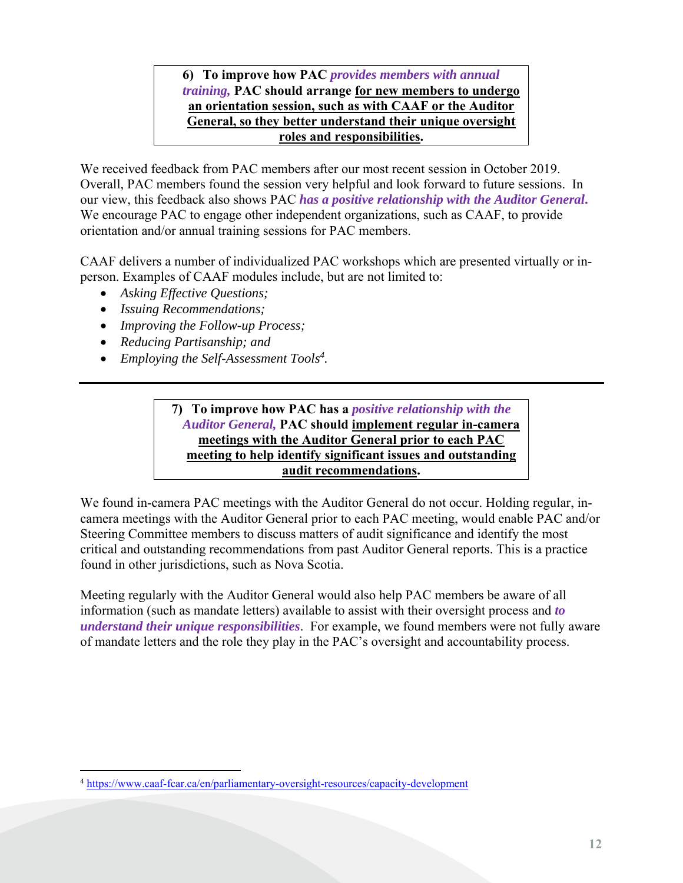**6) To improve how PAC *provides members with annual training,* PAC should arrange <u>for new members to undergo an orientation session, such as with CAAF or the Auditor General, so they better understand their unique oversight roles and responsibilities</u>.**

We received feedback from PAC members after our most recent session in October 2019. Overall, PAC members found the session very helpful and look forward to future sessions. In our view, this feedback also shows PAC ***has a positive relationship with the Auditor General.*** We encourage PAC to engage other independent organizations, such as CAAF, to provide orientation and/or annual training sessions for PAC members.

CAAF delivers a number of individualized PAC workshops which are presented virtually or in-person. Examples of CAAF modules include, but are not limited to:

- *Asking Effective Questions;*
- *Issuing Recommendations;*
- *Improving the Follow-up Process;*
- *Reducing Partisanship; and*
- *Employing the Self-Assessment Tools*[4].

---

**7) To improve how PAC has a *positive relationship with the Auditor General,* PAC should <u>implement regular in-camera meetings with the Auditor General prior to each PAC meeting to help identify significant issues and outstanding audit recommendations</u>.**

We found in-camera PAC meetings with the Auditor General do not occur. Holding regular, in-camera meetings with the Auditor General prior to each PAC meeting, would enable PAC and/or Steering Committee members to discuss matters of audit significance and identify the most critical and outstanding recommendations from past Auditor General reports. This is a practice found in other jurisdictions, such as Nova Scotia.

Meeting regularly with the Auditor General would also help PAC members be aware of all information (such as mandate letters) available to assist with their oversight process and ***to understand their unique responsibilities***. For example, we found members were not fully aware of mandate letters and the role they play in the PAC's oversight and accountability process.

[4] https://www.caaf-fcar.ca/en/parliamentary-oversight-resources/capacity-development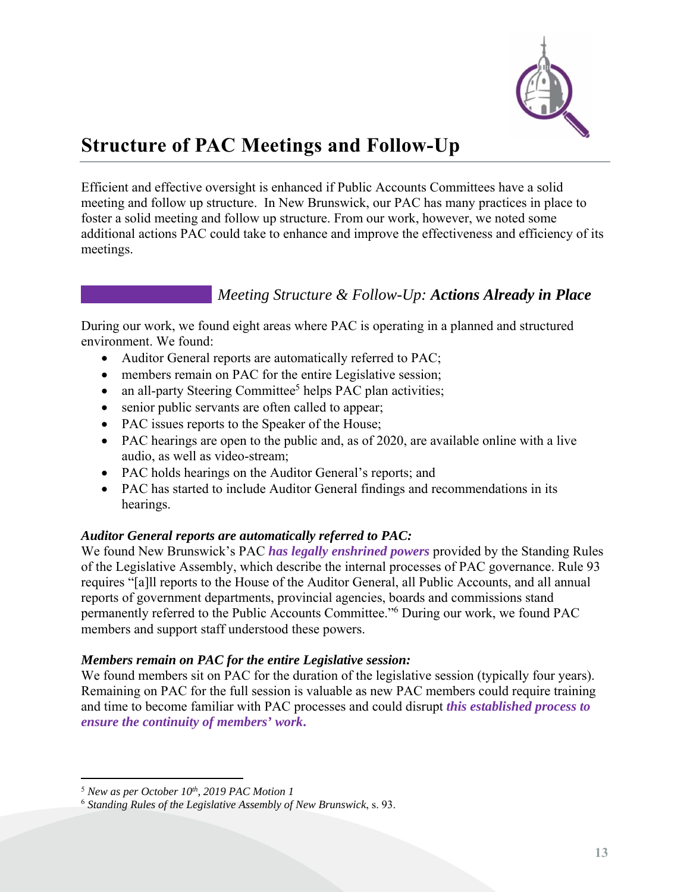# Structure of PAC Meetings and Follow-Up

Efficient and effective oversight is enhanced if Public Accounts Committees have a solid meeting and follow up structure. In New Brunswick, our PAC has many practices in place to foster a solid meeting and follow up structure. From our work, however, we noted some additional actions PAC could take to enhance and improve the effectiveness and efficiency of its meetings.

## *Meeting Structure & Follow-Up:* ***Actions Already in Place***

During our work, we found eight areas where PAC is operating in a planned and structured environment. We found:

- Auditor General reports are automatically referred to PAC;
- members remain on PAC for the entire Legislative session;
- an all-party Steering Committee[5] helps PAC plan activities;
- senior public servants are often called to appear;
- PAC issues reports to the Speaker of the House;
- PAC hearings are open to the public and, as of 2020, are available online with a live audio, as well as video-stream;
- PAC holds hearings on the Auditor General's reports; and
- PAC has started to include Auditor General findings and recommendations in its hearings.

***Auditor General reports are automatically referred to PAC:***
We found New Brunswick's PAC ***has legally enshrined powers*** provided by the Standing Rules of the Legislative Assembly, which describe the internal processes of PAC governance. Rule 93 requires "[a]ll reports to the House of the Auditor General, all Public Accounts, and all annual reports of government departments, provincial agencies, boards and commissions stand permanently referred to the Public Accounts Committee."[6] During our work, we found PAC members and support staff understood these powers.

***Members remain on PAC for the entire Legislative session:***
We found members sit on PAC for the duration of the legislative session (typically four years). Remaining on PAC for the full session is valuable as new PAC members could require training and time to become familiar with PAC processes and could disrupt ***this established process to ensure the continuity of members' work.***

---

[5] *New as per October 10th, 2019 PAC Motion 1*

[6] *Standing Rules of the Legislative Assembly of New Brunswick*, s. 93.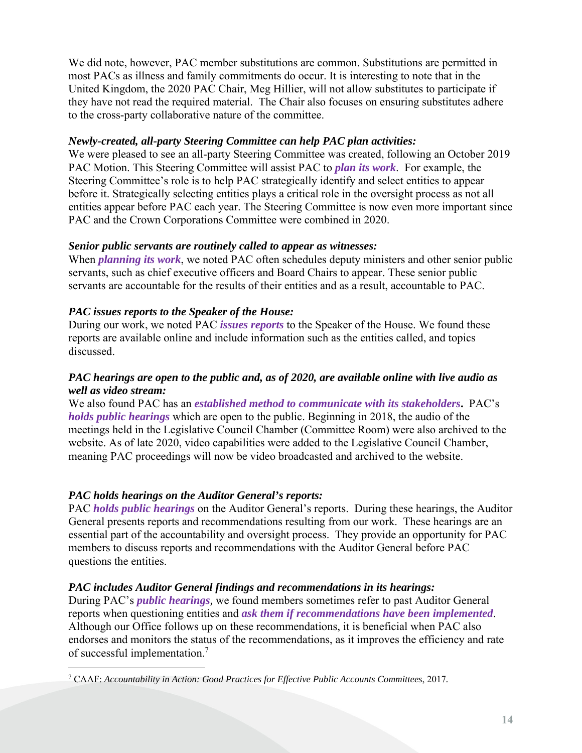We did note, however, PAC member substitutions are common. Substitutions are permitted in most PACs as illness and family commitments do occur. It is interesting to note that in the United Kingdom, the 2020 PAC Chair, Meg Hillier, will not allow substitutes to participate if they have not read the required material. The Chair also focuses on ensuring substitutes adhere to the cross-party collaborative nature of the committee.

***Newly-created, all-party Steering Committee can help PAC plan activities:***
We were pleased to see an all-party Steering Committee was created, following an October 2019 PAC Motion. This Steering Committee will assist PAC to ***plan its work***. For example, the Steering Committee's role is to help PAC strategically identify and select entities to appear before it. Strategically selecting entities plays a critical role in the oversight process as not all entities appear before PAC each year. The Steering Committee is now even more important since PAC and the Crown Corporations Committee were combined in 2020.

***Senior public servants are routinely called to appear as witnesses:***
When ***planning its work***, we noted PAC often schedules deputy ministers and other senior public servants, such as chief executive officers and Board Chairs to appear. These senior public servants are accountable for the results of their entities and as a result, accountable to PAC.

***PAC issues reports to the Speaker of the House:***
During our work, we noted PAC ***issues reports*** to the Speaker of the House. We found these reports are available online and include information such as the entities called, and topics discussed.

***PAC hearings are open to the public and, as of 2020, are available online with live audio as well as video stream:***
We also found PAC has an ***established method to communicate with its stakeholders*****.** PAC's ***holds public hearings*** which are open to the public. Beginning in 2018, the audio of the meetings held in the Legislative Council Chamber (Committee Room) were also archived to the website. As of late 2020, video capabilities were added to the Legislative Council Chamber, meaning PAC proceedings will now be video broadcasted and archived to the website.

***PAC holds hearings on the Auditor General's reports:***
PAC ***holds public hearings*** on the Auditor General's reports. During these hearings, the Auditor General presents reports and recommendations resulting from our work. These hearings are an essential part of the accountability and oversight process. They provide an opportunity for PAC members to discuss reports and recommendations with the Auditor General before PAC questions the entities.

***PAC includes Auditor General findings and recommendations in its hearings:***
During PAC's ***public hearings***, we found members sometimes refer to past Auditor General reports when questioning entities and ***ask them if recommendations have been implemented***. Although our Office follows up on these recommendations, it is beneficial when PAC also endorses and monitors the status of the recommendations, as it improves the efficiency and rate of successful implementation.[7]

---

[7] CAAF: *Accountability in Action: Good Practices for Effective Public Accounts Committees*, 2017.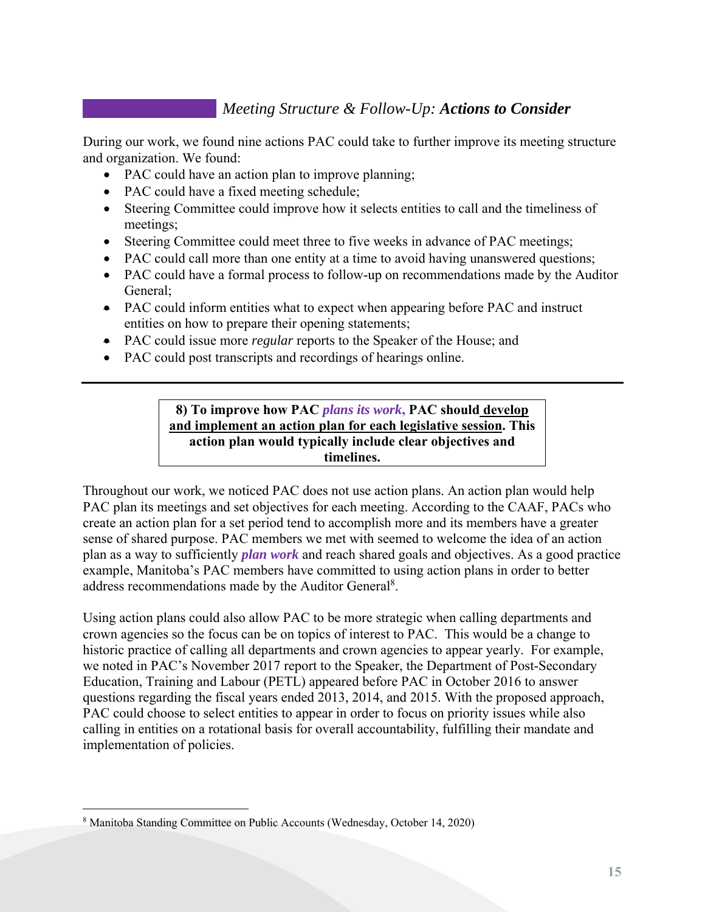## *Meeting Structure & Follow-Up:* ***Actions to Consider***

During our work, we found nine actions PAC could take to further improve its meeting structure and organization. We found:

- PAC could have an action plan to improve planning;
- PAC could have a fixed meeting schedule;
- Steering Committee could improve how it selects entities to call and the timeliness of meetings;
- Steering Committee could meet three to five weeks in advance of PAC meetings;
- PAC could call more than one entity at a time to avoid having unanswered questions;
- PAC could have a formal process to follow-up on recommendations made by the Auditor General;
- PAC could inform entities what to expect when appearing before PAC and instruct entities on how to prepare their opening statements;
- PAC could issue more *regular* reports to the Speaker of the House; and
- PAC could post transcripts and recordings of hearings online.

---

> **8) To improve how PAC *plans its work*, PAC should develop and implement an action plan for each legislative session. This action plan would typically include clear objectives and timelines.**

Throughout our work, we noticed PAC does not use action plans. An action plan would help PAC plan its meetings and set objectives for each meeting. According to the CAAF, PACs who create an action plan for a set period tend to accomplish more and its members have a greater sense of shared purpose. PAC members we met with seemed to welcome the idea of an action plan as a way to sufficiently ***plan work*** and reach shared goals and objectives. As a good practice example, Manitoba's PAC members have committed to using action plans in order to better address recommendations made by the Auditor General[8].

Using action plans could also allow PAC to be more strategic when calling departments and crown agencies so the focus can be on topics of interest to PAC. This would be a change to historic practice of calling all departments and crown agencies to appear yearly. For example, we noted in PAC's November 2017 report to the Speaker, the Department of Post-Secondary Education, Training and Labour (PETL) appeared before PAC in October 2016 to answer questions regarding the fiscal years ended 2013, 2014, and 2015. With the proposed approach, PAC could choose to select entities to appear in order to focus on priority issues while also calling in entities on a rotational basis for overall accountability, fulfilling their mandate and implementation of policies.

---

[8] Manitoba Standing Committee on Public Accounts (Wednesday, October 14, 2020)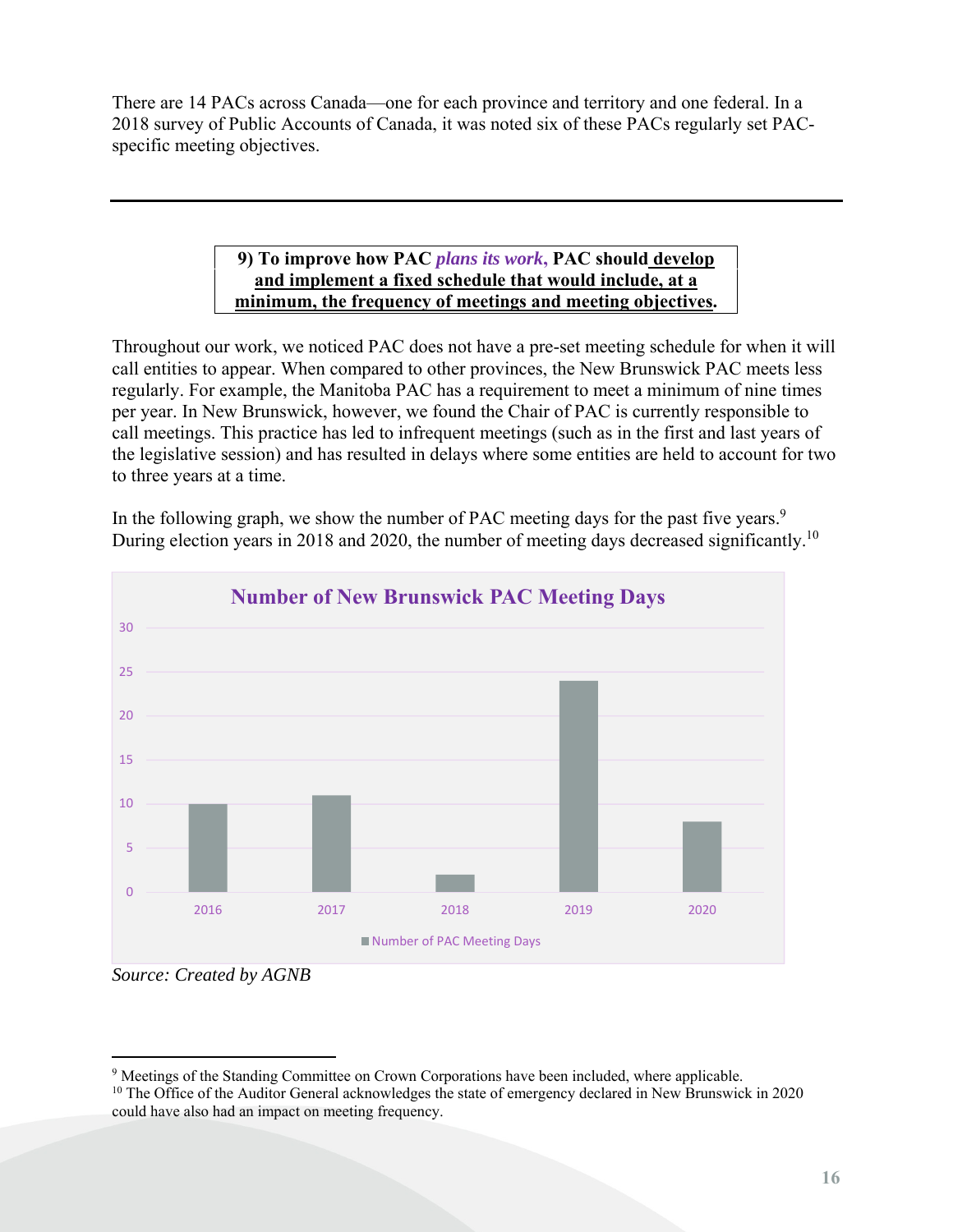There are 14 PACs across Canada—one for each province and territory and one federal. In a 2018 survey of Public Accounts of Canada, it was noted six of these PACs regularly set PAC-specific meeting objectives.

---

**9) To improve how PAC *plans its work*, PAC should develop and implement a fixed schedule that would include, at a minimum, the frequency of meetings and meeting objectives.**

Throughout our work, we noticed PAC does not have a pre-set meeting schedule for when it will call entities to appear. When compared to other provinces, the New Brunswick PAC meets less regularly. For example, the Manitoba PAC has a requirement to meet a minimum of nine times per year. In New Brunswick, however, we found the Chair of PAC is currently responsible to call meetings. This practice has led to infrequent meetings (such as in the first and last years of the legislative session) and has resulted in delays where some entities are held to account for two to three years at a time.

In the following graph, we show the number of PAC meeting days for the past five years.[9] During election years in 2018 and 2020, the number of meeting days decreased significantly.[10]

Number of New Brunswick PAC Meeting Days

30
25
20
15
10
5
0

2016
2017
2018
2019
2020

Number of PAC Meeting Days

*Source: Created by AGNB*

---

[9] Meetings of the Standing Committee on Crown Corporations have been included, where applicable.

[10] The Office of the Auditor General acknowledges the state of emergency declared in New Brunswick in 2020 could have also had an impact on meeting frequency.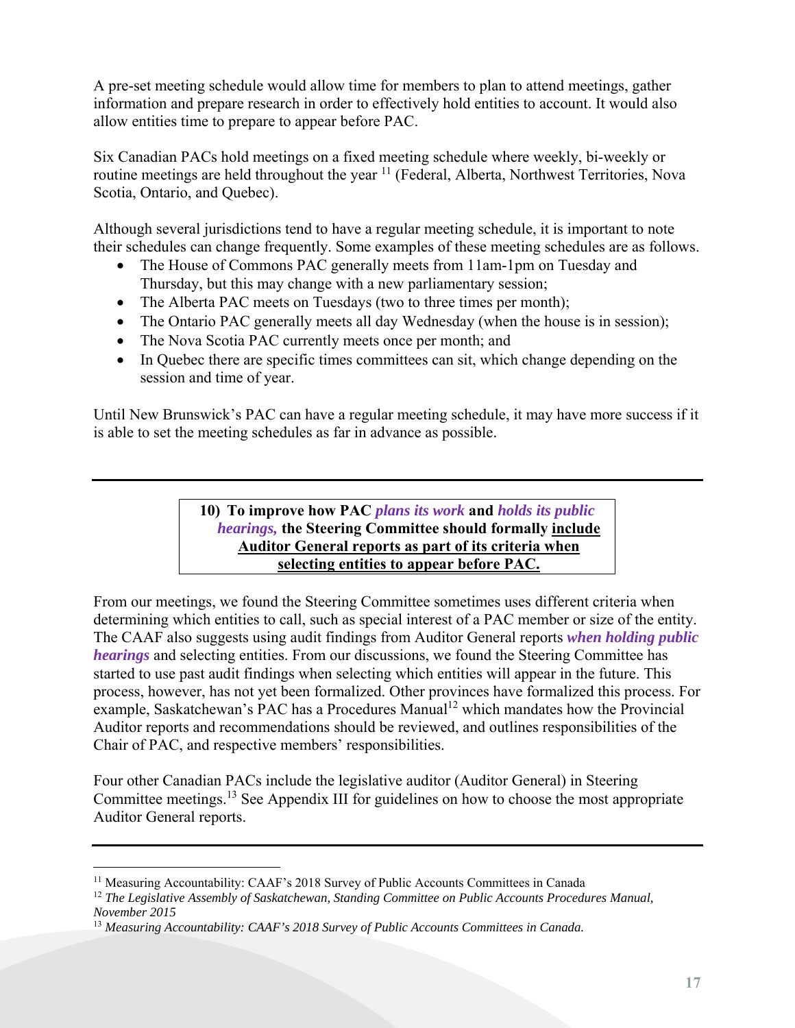A pre-set meeting schedule would allow time for members to plan to attend meetings, gather information and prepare research in order to effectively hold entities to account. It would also allow entities time to prepare to appear before PAC.

Six Canadian PACs hold meetings on a fixed meeting schedule where weekly, bi-weekly or routine meetings are held throughout the year [11] (Federal, Alberta, Northwest Territories, Nova Scotia, Ontario, and Quebec).

Although several jurisdictions tend to have a regular meeting schedule, it is important to note their schedules can change frequently. Some examples of these meeting schedules are as follows.

- The House of Commons PAC generally meets from 11am-1pm on Tuesday and Thursday, but this may change with a new parliamentary session;
- The Alberta PAC meets on Tuesdays (two to three times per month);
- The Ontario PAC generally meets all day Wednesday (when the house is in session);
- The Nova Scotia PAC currently meets once per month; and
- In Quebec there are specific times committees can sit, which change depending on the session and time of year.

Until New Brunswick's PAC can have a regular meeting schedule, it may have more success if it is able to set the meeting schedules as far in advance as possible.

---

**10) To improve how PAC *plans its work* and *holds its public hearings,* the Steering Committee should formally include Auditor General reports as part of its criteria when selecting entities to appear before PAC.**

From our meetings, we found the Steering Committee sometimes uses different criteria when determining which entities to call, such as special interest of a PAC member or size of the entity. The CAAF also suggests using audit findings from Auditor General reports ***when holding public hearings*** and selecting entities. From our discussions, we found the Steering Committee has started to use past audit findings when selecting which entities will appear in the future. This process, however, has not yet been formalized. Other provinces have formalized this process. For example, Saskatchewan's PAC has a Procedures Manual[12] which mandates how the Provincial Auditor reports and recommendations should be reviewed, and outlines responsibilities of the Chair of PAC, and respective members' responsibilities.

Four other Canadian PACs include the legislative auditor (Auditor General) in Steering Committee meetings.[13] See Appendix III for guidelines on how to choose the most appropriate Auditor General reports.

---

[11] Measuring Accountability: CAAF's 2018 Survey of Public Accounts Committees in Canada

[12] *The Legislative Assembly of Saskatchewan, Standing Committee on Public Accounts Procedures Manual, November 2015*

[13] *Measuring Accountability: CAAF's 2018 Survey of Public Accounts Committees in Canada.*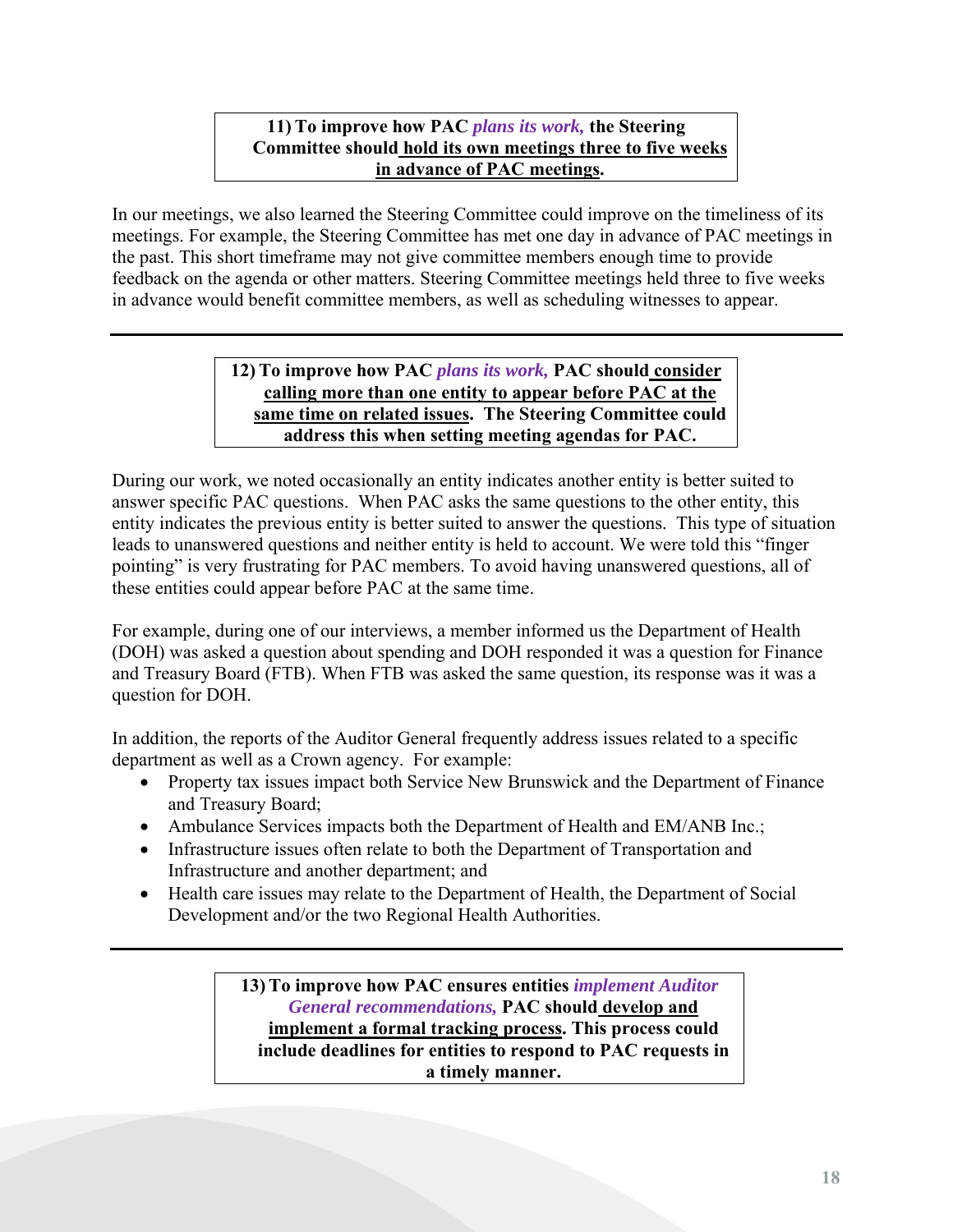**11) To improve how PAC *plans its work,* the Steering Committee should hold its own meetings three to five weeks in advance of PAC meetings.**

In our meetings, we also learned the Steering Committee could improve on the timeliness of its meetings. For example, the Steering Committee has met one day in advance of PAC meetings in the past. This short timeframe may not give committee members enough time to provide feedback on the agenda or other matters. Steering Committee meetings held three to five weeks in advance would benefit committee members, as well as scheduling witnesses to appear.

---

**12) To improve how PAC *plans its work,* PAC should consider calling more than one entity to appear before PAC at the same time on related issues. The Steering Committee could address this when setting meeting agendas for PAC.**

During our work, we noted occasionally an entity indicates another entity is better suited to answer specific PAC questions. When PAC asks the same questions to the other entity, this entity indicates the previous entity is better suited to answer the questions. This type of situation leads to unanswered questions and neither entity is held to account. We were told this "finger pointing" is very frustrating for PAC members. To avoid having unanswered questions, all of these entities could appear before PAC at the same time.

For example, during one of our interviews, a member informed us the Department of Health (DOH) was asked a question about spending and DOH responded it was a question for Finance and Treasury Board (FTB). When FTB was asked the same question, its response was it was a question for DOH.

In addition, the reports of the Auditor General frequently address issues related to a specific department as well as a Crown agency. For example:

- Property tax issues impact both Service New Brunswick and the Department of Finance and Treasury Board;
- Ambulance Services impacts both the Department of Health and EM/ANB Inc.;
- Infrastructure issues often relate to both the Department of Transportation and Infrastructure and another department; and
- Health care issues may relate to the Department of Health, the Department of Social Development and/or the two Regional Health Authorities.

---

**13) To improve how PAC ensures entities *implement Auditor General recommendations,* PAC should develop and implement a formal tracking process. This process could include deadlines for entities to respond to PAC requests in a timely manner.**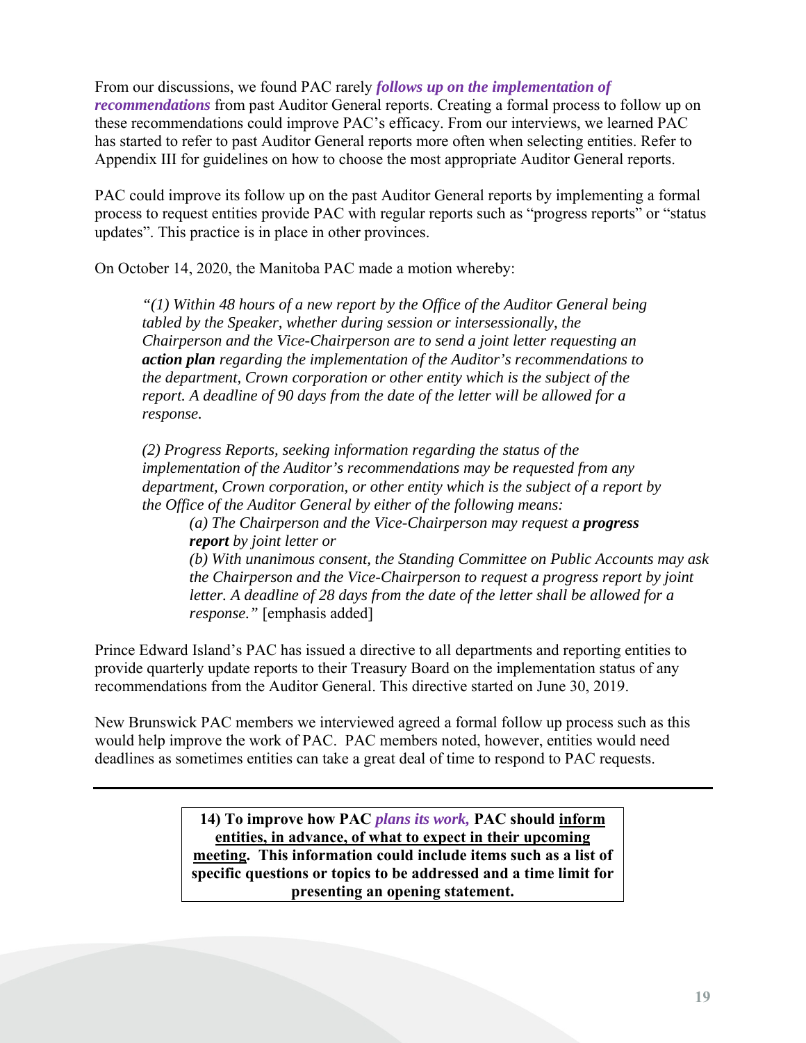From our discussions, we found PAC rarely ***follows up on the implementation of recommendations*** from past Auditor General reports. Creating a formal process to follow up on these recommendations could improve PAC's efficacy. From our interviews, we learned PAC has started to refer to past Auditor General reports more often when selecting entities. Refer to Appendix III for guidelines on how to choose the most appropriate Auditor General reports.

PAC could improve its follow up on the past Auditor General reports by implementing a formal process to request entities provide PAC with regular reports such as "progress reports" or "status updates". This practice is in place in other provinces.

On October 14, 2020, the Manitoba PAC made a motion whereby:

> *"(1) Within 48 hours of a new report by the Office of the Auditor General being tabled by the Speaker, whether during session or intersessionally, the Chairperson and the Vice-Chairperson are to send a joint letter requesting an **action plan** regarding the implementation of the Auditor's recommendations to the department, Crown corporation or other entity which is the subject of the report. A deadline of 90 days from the date of the letter will be allowed for a response.*
>
> *(2) Progress Reports, seeking information regarding the status of the implementation of the Auditor's recommendations may be requested from any department, Crown corporation, or other entity which is the subject of a report by the Office of the Auditor General by either of the following means:*
>
> > *(a) The Chairperson and the Vice-Chairperson may request a **progress report** by joint letter or*
> >
> > *(b) With unanimous consent, the Standing Committee on Public Accounts may ask the Chairperson and the Vice-Chairperson to request a progress report by joint letter. A deadline of 28 days from the date of the letter shall be allowed for a response."* [emphasis added]

Prince Edward Island's PAC has issued a directive to all departments and reporting entities to provide quarterly update reports to their Treasury Board on the implementation status of any recommendations from the Auditor General. This directive started on June 30, 2019.

New Brunswick PAC members we interviewed agreed a formal follow up process such as this would help improve the work of PAC. PAC members noted, however, entities would need deadlines as sometimes entities can take a great deal of time to respond to PAC requests.

---

**14) To improve how PAC *plans its work,* PAC should inform entities, in advance, of what to expect in their upcoming meeting. This information could include items such as a list of specific questions or topics to be addressed and a time limit for presenting an opening statement.**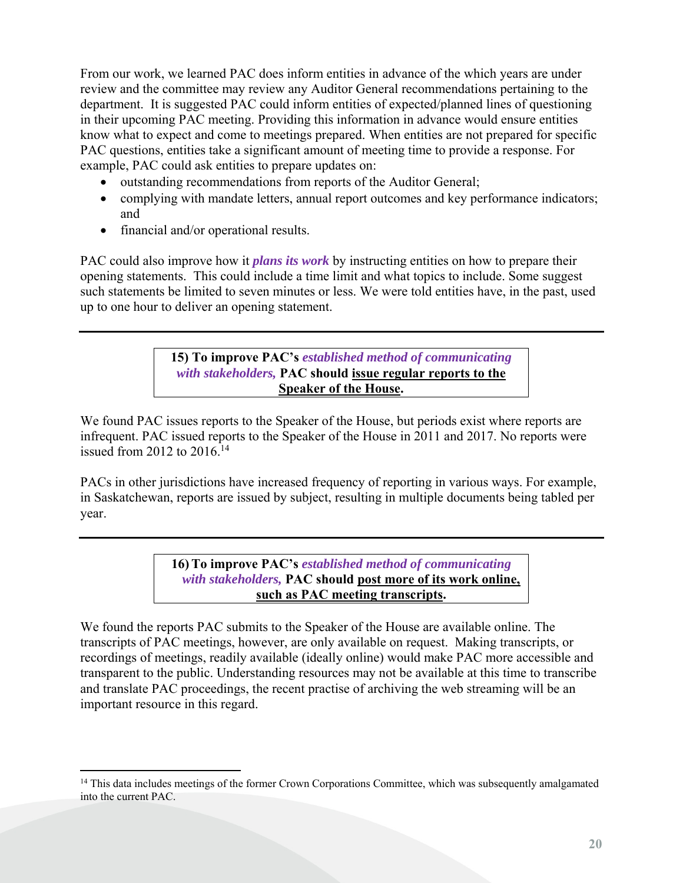From our work, we learned PAC does inform entities in advance of the which years are under review and the committee may review any Auditor General recommendations pertaining to the department. It is suggested PAC could inform entities of expected/planned lines of questioning in their upcoming PAC meeting. Providing this information in advance would ensure entities know what to expect and come to meetings prepared. When entities are not prepared for specific PAC questions, entities take a significant amount of meeting time to provide a response. For example, PAC could ask entities to prepare updates on:

- outstanding recommendations from reports of the Auditor General;
- complying with mandate letters, annual report outcomes and key performance indicators; and
- financial and/or operational results.

PAC could also improve how it ***plans its work*** by instructing entities on how to prepare their opening statements. This could include a time limit and what topics to include. Some suggest such statements be limited to seven minutes or less. We were told entities have, in the past, used up to one hour to deliver an opening statement.

---

> **15) To improve PAC's *established method of communicating with stakeholders,* PAC should <u>issue regular reports to the Speaker of the House</u>.**

We found PAC issues reports to the Speaker of the House, but periods exist where reports are infrequent. PAC issued reports to the Speaker of the House in 2011 and 2017. No reports were issued from 2012 to 2016.[14]

PACs in other jurisdictions have increased frequency of reporting in various ways. For example, in Saskatchewan, reports are issued by subject, resulting in multiple documents being tabled per year.

---

> **16) To improve PAC's *established method of communicating with stakeholders,* PAC should <u>post more of its work online, such as PAC meeting transcripts</u>.**

We found the reports PAC submits to the Speaker of the House are available online. The transcripts of PAC meetings, however, are only available on request. Making transcripts, or recordings of meetings, readily available (ideally online) would make PAC more accessible and transparent to the public. Understanding resources may not be available at this time to transcribe and translate PAC proceedings, the recent practise of archiving the web streaming will be an important resource in this regard.

---

[14] This data includes meetings of the former Crown Corporations Committee, which was subsequently amalgamated into the current PAC.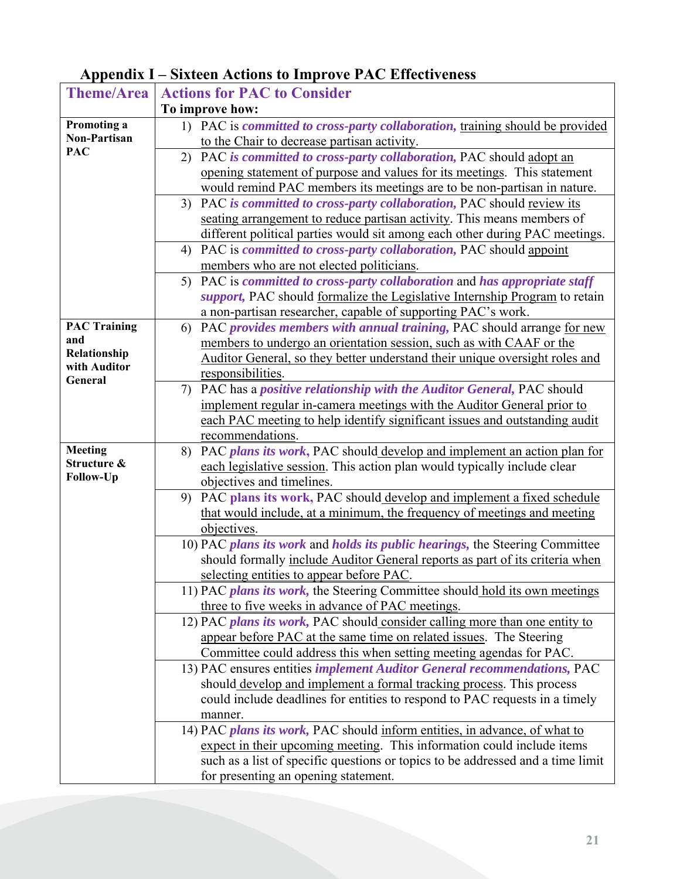# Appendix I – Sixteen Actions to Improve PAC Effectiveness

| Theme/Area | Actions for PAC to Consider<br>**To improve how:** |
|---|---|
| **Promoting a Non-Partisan PAC** | 1) PAC is ***committed to cross-party collaboration,*** training should be provided to the Chair to decrease partisan activity. |
| | 2) PAC ***is committed to cross-party collaboration,*** PAC should adopt an opening statement of purpose and values for its meetings. This statement would remind PAC members its meetings are to be non-partisan in nature. |
| | 3) PAC ***is committed to cross-party collaboration,*** PAC should review its seating arrangement to reduce partisan activity. This means members of different political parties would sit among each other during PAC meetings. |
| | 4) PAC is ***committed to cross-party collaboration,*** PAC should appoint members who are not elected politicians. |
| | 5) PAC is ***committed to cross-party collaboration*** and ***has appropriate staff support,*** PAC should formalize the Legislative Internship Program to retain a non-partisan researcher, capable of supporting PAC's work. |
| **PAC Training and Relationship with Auditor General** | 6) PAC ***provides members with annual training,*** PAC should arrange for new members to undergo an orientation session, such as with CAAF or the Auditor General, so they better understand their unique oversight roles and responsibilities. |
| | 7) PAC has a ***positive relationship with the Auditor General,*** PAC should implement regular in-camera meetings with the Auditor General prior to each PAC meeting to help identify significant issues and outstanding audit recommendations. |
| **Meeting Structure & Follow-Up** | 8) PAC ***plans its work,*** PAC should develop and implement an action plan for each legislative session. This action plan would typically include clear objectives and timelines. |
| | 9) PAC **plans its work,** PAC should develop and implement a fixed schedule that would include, at a minimum, the frequency of meetings and meeting objectives. |
| | 10) PAC ***plans its work*** and ***holds its public hearings,*** the Steering Committee should formally include Auditor General reports as part of its criteria when selecting entities to appear before PAC. |
| | 11) PAC ***plans its work,*** the Steering Committee should hold its own meetings three to five weeks in advance of PAC meetings. |
| | 12) PAC ***plans its work,*** PAC should consider calling more than one entity to appear before PAC at the same time on related issues. The Steering Committee could address this when setting meeting agendas for PAC. |
| | 13) PAC ensures entities ***implement Auditor General recommendations,*** PAC should develop and implement a formal tracking process. This process could include deadlines for entities to respond to PAC requests in a timely manner. |
| | 14) PAC ***plans its work,*** PAC should inform entities, in advance, of what to expect in their upcoming meeting. This information could include items such as a list of specific questions or topics to be addressed and a time limit for presenting an opening statement. |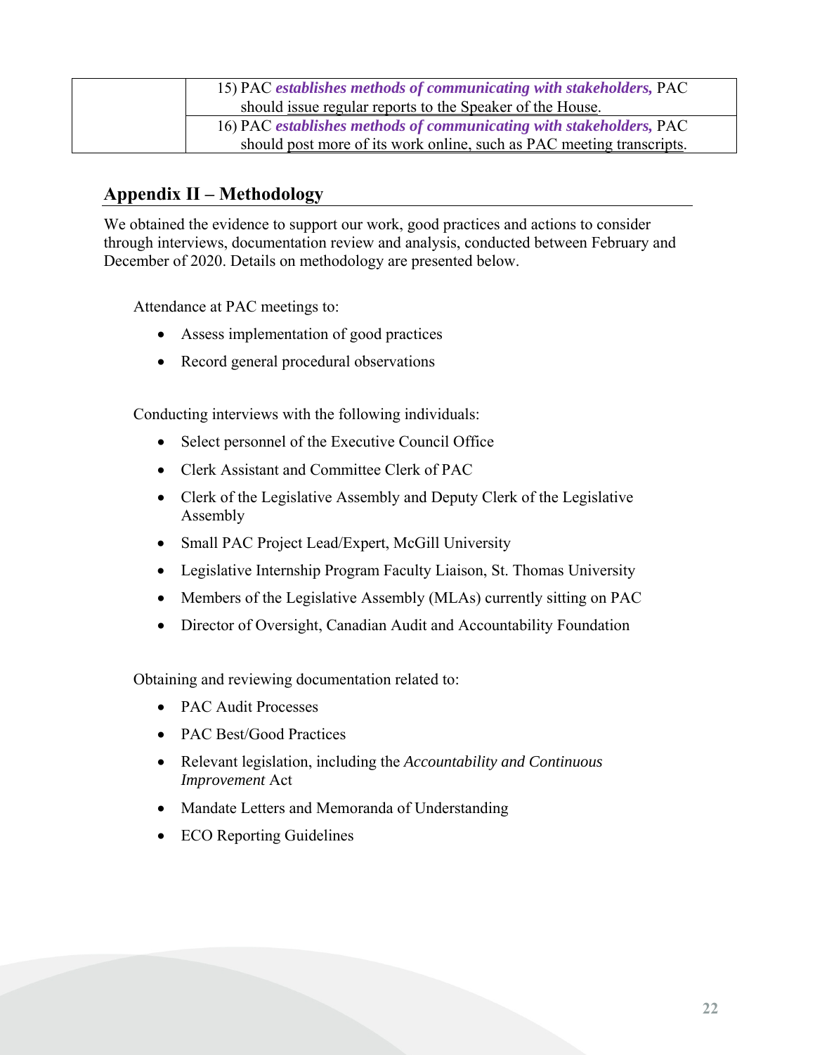| | |
|---|---|
| | 15) PAC ***establishes methods of communicating with stakeholders,*** PAC should issue regular reports to the Speaker of the House. |
| | 16) PAC ***establishes methods of communicating with stakeholders,*** PAC should post more of its work online, such as PAC meeting transcripts. |

## Appendix II – Methodology

We obtained the evidence to support our work, good practices and actions to consider through interviews, documentation review and analysis, conducted between February and December of 2020. Details on methodology are presented below.

Attendance at PAC meetings to:

- Assess implementation of good practices
- Record general procedural observations

Conducting interviews with the following individuals:

- Select personnel of the Executive Council Office
- Clerk Assistant and Committee Clerk of PAC
- Clerk of the Legislative Assembly and Deputy Clerk of the Legislative Assembly
- Small PAC Project Lead/Expert, McGill University
- Legislative Internship Program Faculty Liaison, St. Thomas University
- Members of the Legislative Assembly (MLAs) currently sitting on PAC
- Director of Oversight, Canadian Audit and Accountability Foundation

Obtaining and reviewing documentation related to:

- PAC Audit Processes
- PAC Best/Good Practices
- Relevant legislation, including the *Accountability and Continuous Improvement* Act
- Mandate Letters and Memoranda of Understanding
- ECO Reporting Guidelines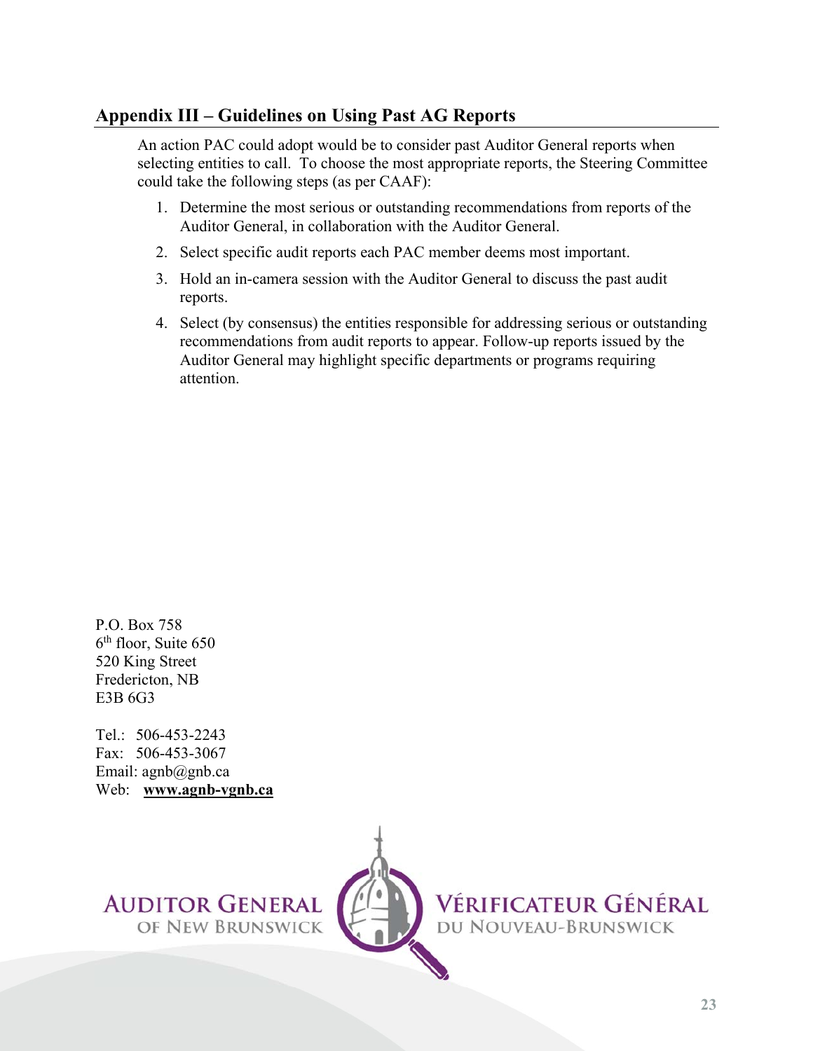## Appendix III – Guidelines on Using Past AG Reports

An action PAC could adopt would be to consider past Auditor General reports when selecting entities to call. To choose the most appropriate reports, the Steering Committee could take the following steps (as per CAAF):

1. Determine the most serious or outstanding recommendations from reports of the Auditor General, in collaboration with the Auditor General.
2. Select specific audit reports each PAC member deems most important.
3. Hold an in-camera session with the Auditor General to discuss the past audit reports.
4. Select (by consensus) the entities responsible for addressing serious or outstanding recommendations from audit reports to appear. Follow-up reports issued by the Auditor General may highlight specific departments or programs requiring attention.

P.O. Box 758
6th floor, Suite 650
520 King Street
Fredericton, NB
E3B 6G3

Tel.: 506-453-2243
Fax: 506-453-3067
Email: agnb@gnb.ca
Web: **www.agnb-vgnb.ca**

AUDITOR GENERAL OF NEW BRUNSWICK

VÉRIFICATEUR GÉNÉRAL DU NOUVEAU-BRUNSWICK